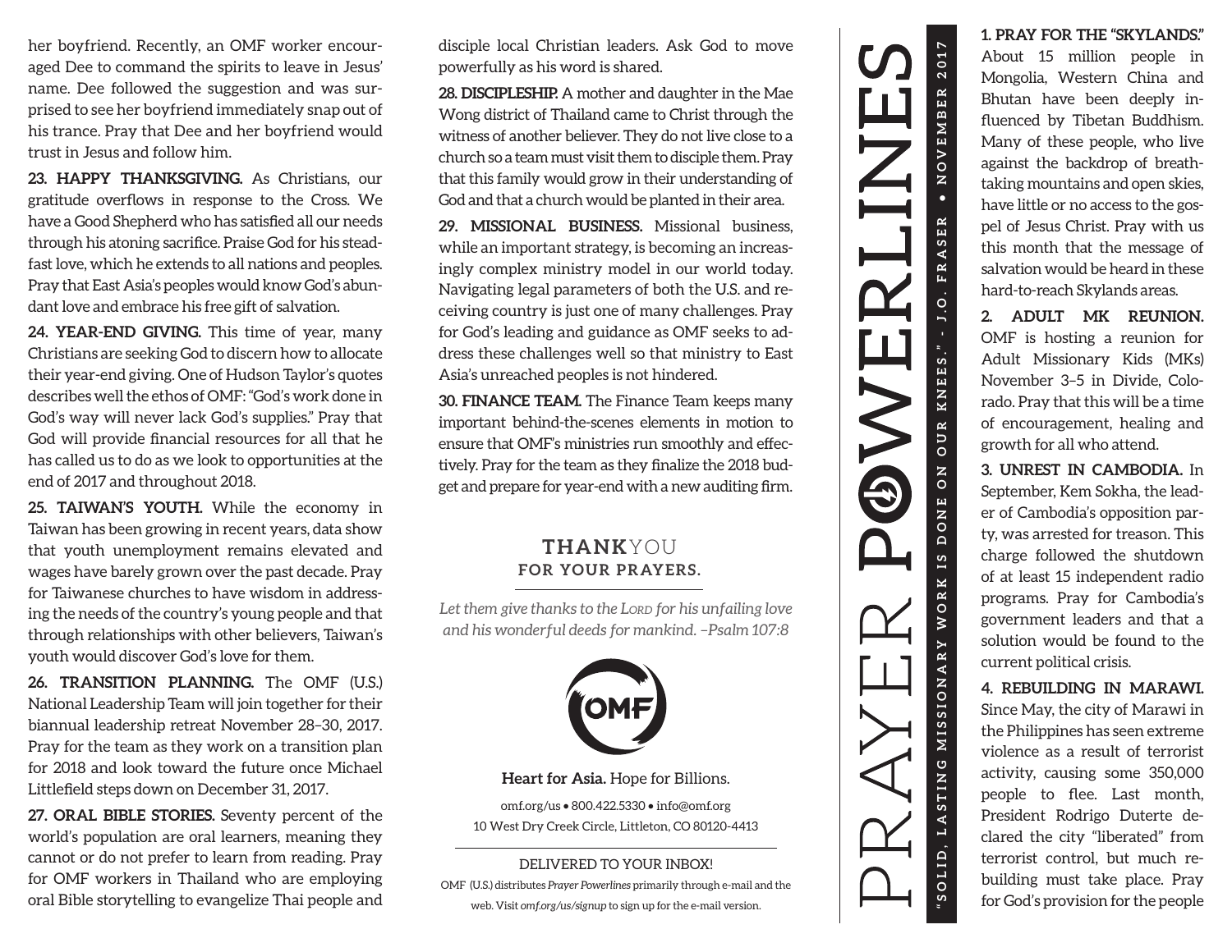her boyfriend. Recently, an OMF worker encouraged Dee to command the spirits to leave in Jesus' name. Dee followed the suggestion and was surprised to see her boyfriend immediately snap out of his trance. Pray that Dee and her boyfriend would trust in Jesus and follow him.

**23. HAPPY THANKSGIVING.** As Christians, our gratitude overflows in response to the Cross. We have a Good Shepherd who has satisfied all our needs through his atoning sacrifice. Praise God for his steadfast love, which he extends to all nations and peoples. Pray that East Asia's peoples would know God's abundant love and embrace his free gift of salvation.

**24. YEAR-END GIVING.** This time of year, many Christians are seeking God to discern how to allocate their year-end giving. One of Hudson Taylor's quotes describes well the ethos of OMF: "God's work done in God's way will never lack God's supplies." Pray that God will provide financial resources for all that he has called us to do as we look to opportunities at the end of 2017 and throughout 2018.

**25. TAIWAN'S YOUTH.** While the economy in Taiwan has been growing in recent years, data show that youth unemployment remains elevated and wages have barely grown over the past decade. Pray for Taiwanese churches to have wisdom in addressing the needs of the country's young people and that through relationships with other believers, Taiwan's youth would discover God's love for them.

**26. TRANSITION PLANNING.** The OMF (U.S.) National Leadership Team will join together for their biannual leadership retreat November 28–30, 2017. Pray for the team as they work on a transition plan for 2018 and look toward the future once Michael Littlefield steps down on December 31, 2017.

**27. ORAL BIBLE STORIES.** Seventy percent of the world's population are oral learners, meaning they cannot or do not prefer to learn from reading. Pray for OMF workers in Thailand who are employing oral Bible storytelling to evangelize Thai people and disciple local Christian leaders. Ask God to move powerfully as his word is shared.

**28. DISCIPLESHIP.** A mother and daughter in the Mae Wong district of Thailand came to Christ through the witness of another believer. They do not live close to a church so a team must visit them to disciple them. Pray that this family would grow in their understanding of God and that a church would be planted in their area.

**29. MISSIONAL BUSINESS.** Missional business, while an important strategy, is becoming an increasingly complex ministry model in our world today. Navigating legal parameters of both the U.S. and receiving country is just one of many challenges. Pray for God's leading and guidance as OMF seeks to address these challenges well so that ministry to East Asia's unreached peoples is not hindered.

**30. FINANCE TEAM.** The Finance Team keeps many important behind-the-scenes elements in motion to ensure that OMF's ministries run smoothly and effectively. Pray for the team as they finalize the 2018 budget and prepare for year-end with a new auditing firm.

## THANK YOU FOR YOUR PRAYERS.

*Let them give thanks to the Lord for his unfailing love and his wonderful deeds for mankind. –Psalm 107:8*

OMF

**Heart for Asia.** Hope for Billions.

omf.org/us • 800.422.5330 • info@omf.org
10 West Dry Creek Circle, Littleton, CO 80120-4413

DELIVERED TO YOUR INBOX!

OMF (U.S.) distributes *Prayer Powerlines* primarily through e-mail and the web. Visit *omf.org/us/signup* to sign up for the e-mail version.

# PRAYER POWERLINES

**"SOLID, LASTING MISSIONARY WORK IS DONE ON OUR KNEES." – J.O. FRASER • NOVEMBER 2017**

**1. PRAY FOR THE "SKYLANDS."** About 15 million people in Mongolia, Western China and Bhutan have been deeply influenced by Tibetan Buddhism. Many of these people, who live against the backdrop of breathtaking mountains and open skies, have little or no access to the gospel of Jesus Christ. Pray with us this month that the message of salvation would be heard in these hard-to-reach Skylands areas.

**2. ADULT MK REUNION.** OMF is hosting a reunion for Adult Missionary Kids (MKs) November 3–5 in Divide, Colorado. Pray that this will be a time of encouragement, healing and growth for all who attend.

**3. UNREST IN CAMBODIA.** In September, Kem Sokha, the leader of Cambodia's opposition party, was arrested for treason. This charge followed the shutdown of at least 15 independent radio programs. Pray for Cambodia's government leaders and that a solution would be found to the current political crisis.

**4. REBUILDING IN MARAWI.** Since May, the city of Marawi in the Philippines has seen extreme violence as a result of terrorist activity, causing some 350,000 people to flee. Last month, President Rodrigo Duterte declared the city "liberated" from terrorist control, but much rebuilding must take place. Pray for God's provision for the people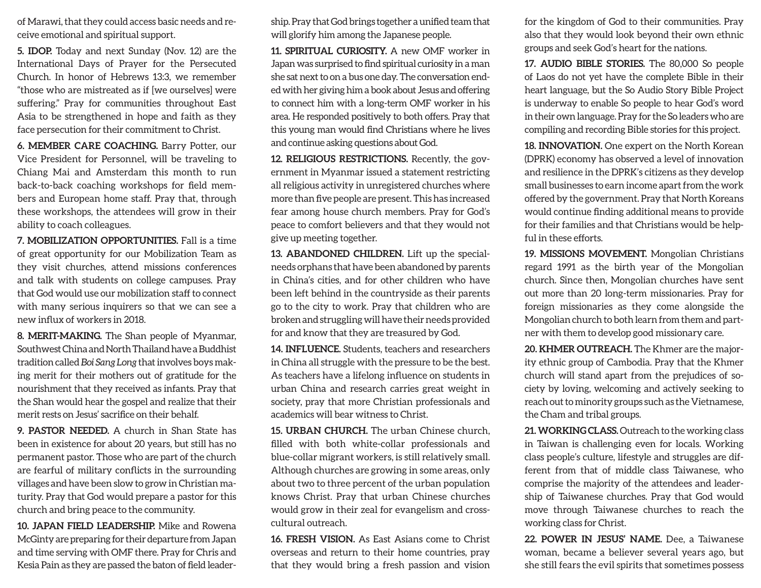of Marawi, that they could access basic needs and receive emotional and spiritual support.

**5. IDOP.** Today and next Sunday (Nov. 12) are the International Days of Prayer for the Persecuted Church. In honor of Hebrews 13:3, we remember "those who are mistreated as if [we ourselves] were suffering." Pray for communities throughout East Asia to be strengthened in hope and faith as they face persecution for their commitment to Christ.

**6. MEMBER CARE COACHING.** Barry Potter, our Vice President for Personnel, will be traveling to Chiang Mai and Amsterdam this month to run back-to-back coaching workshops for field members and European home staff. Pray that, through these workshops, the attendees will grow in their ability to coach colleagues.

**7. MOBILIZATION OPPORTUNITIES.** Fall is a time of great opportunity for our Mobilization Team as they visit churches, attend missions conferences and talk with students on college campuses. Pray that God would use our mobilization staff to connect with many serious inquirers so that we can see a new influx of workers in 2018.

**8. MERIT-MAKING.** The Shan people of Myanmar, Southwest China and North Thailand have a Buddhist tradition called *Boi Sang Long* that involves boys making merit for their mothers out of gratitude for the nourishment that they received as infants. Pray that the Shan would hear the gospel and realize that their merit rests on Jesus' sacrifice on their behalf.

**9. PASTOR NEEDED.** A church in Shan State has been in existence for about 20 years, but still has no permanent pastor. Those who are part of the church are fearful of military conflicts in the surrounding villages and have been slow to grow in Christian maturity. Pray that God would prepare a pastor for this church and bring peace to the community.

**10. JAPAN FIELD LEADERSHIP.** Mike and Rowena McGinty are preparing for their departure from Japan and time serving with OMF there. Pray for Chris and Kesia Pain as they are passed the baton of field leadership. Pray that God brings together a unified team that will glorify him among the Japanese people.

**11. SPIRITUAL CURIOSITY.** A new OMF worker in Japan was surprised to find spiritual curiosity in a man she sat next to on a bus one day. The conversation ended with her giving him a book about Jesus and offering to connect him with a long-term OMF worker in his area. He responded positively to both offers. Pray that this young man would find Christians where he lives and continue asking questions about God.

**12. RELIGIOUS RESTRICTIONS.** Recently, the government in Myanmar issued a statement restricting all religious activity in unregistered churches where more than five people are present. This has increased fear among house church members. Pray for God's peace to comfort believers and that they would not give up meeting together.

**13. ABANDONED CHILDREN.** Lift up the special-needs orphans that have been abandoned by parents in China's cities, and for other children who have been left behind in the countryside as their parents go to the city to work. Pray that children who are broken and struggling will have their needs provided for and know that they are treasured by God.

**14. INFLUENCE.** Students, teachers and researchers in China all struggle with the pressure to be the best. As teachers have a lifelong influence on students in urban China and research carries great weight in society, pray that more Christian professionals and academics will bear witness to Christ.

**15. URBAN CHURCH.** The urban Chinese church, filled with both white-collar professionals and blue-collar migrant workers, is still relatively small. Although churches are growing in some areas, only about two to three percent of the urban population knows Christ. Pray that urban Chinese churches would grow in their zeal for evangelism and cross-cultural outreach.

**16. FRESH VISION.** As East Asians come to Christ overseas and return to their home countries, pray that they would bring a fresh passion and vision for the kingdom of God to their communities. Pray also that they would look beyond their own ethnic groups and seek God's heart for the nations.

**17. AUDIO BIBLE STORIES.** The 80,000 So people of Laos do not yet have the complete Bible in their heart language, but the So Audio Story Bible Project is underway to enable So people to hear God's word in their own language. Pray for the So leaders who are compiling and recording Bible stories for this project.

**18. INNOVATION.** One expert on the North Korean (DPRK) economy has observed a level of innovation and resilience in the DPRK's citizens as they develop small businesses to earn income apart from the work offered by the government. Pray that North Koreans would continue finding additional means to provide for their families and that Christians would be helpful in these efforts.

**19. MISSIONS MOVEMENT.** Mongolian Christians regard 1991 as the birth year of the Mongolian church. Since then, Mongolian churches have sent out more than 20 long-term missionaries. Pray for foreign missionaries as they come alongside the Mongolian church to both learn from them and partner with them to develop good missionary care.

**20. KHMER OUTREACH.** The Khmer are the majority ethnic group of Cambodia. Pray that the Khmer church will stand apart from the prejudices of society by loving, welcoming and actively seeking to reach out to minority groups such as the Vietnamese, the Cham and tribal groups.

**21. WORKING CLASS.** Outreach to the working class in Taiwan is challenging even for locals. Working class people's culture, lifestyle and struggles are different from that of middle class Taiwanese, who comprise the majority of the attendees and leadership of Taiwanese churches. Pray that God would move through Taiwanese churches to reach the working class for Christ.

**22. POWER IN JESUS' NAME.** Dee, a Taiwanese woman, became a believer several years ago, but she still fears the evil spirits that sometimes possess